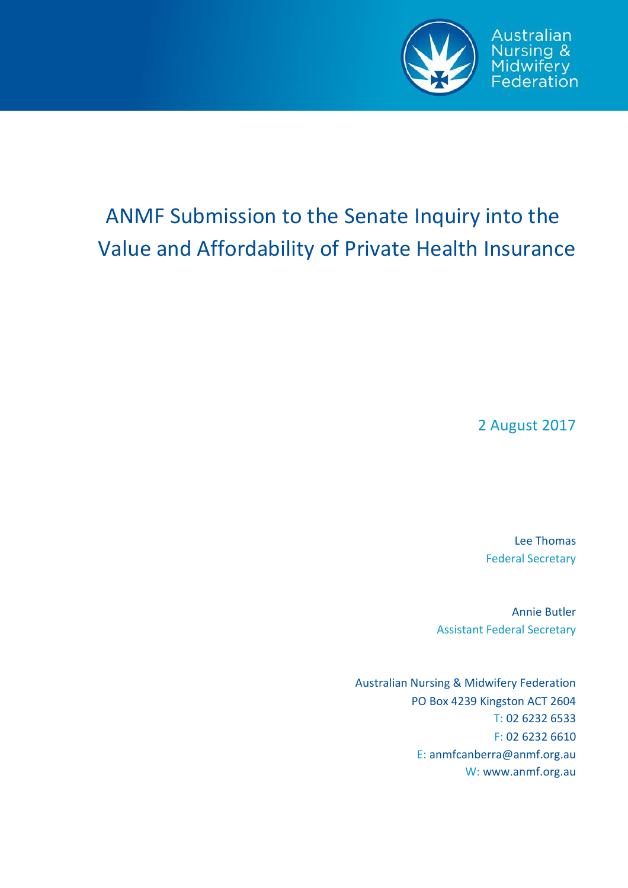Australian Nursing & Midwifery Federation

# ANMF Submission to the Senate Inquiry into the Value and Affordability of Private Health Insurance

2 August 2017

Lee Thomas
Federal Secretary

Annie Butler
Assistant Federal Secretary

Australian Nursing & Midwifery Federation
PO Box 4239 Kingston ACT 2604
T: 02 6232 6533
F: 02 6232 6610
E: anmfcanberra@anmf.org.au
W: www.anmf.org.au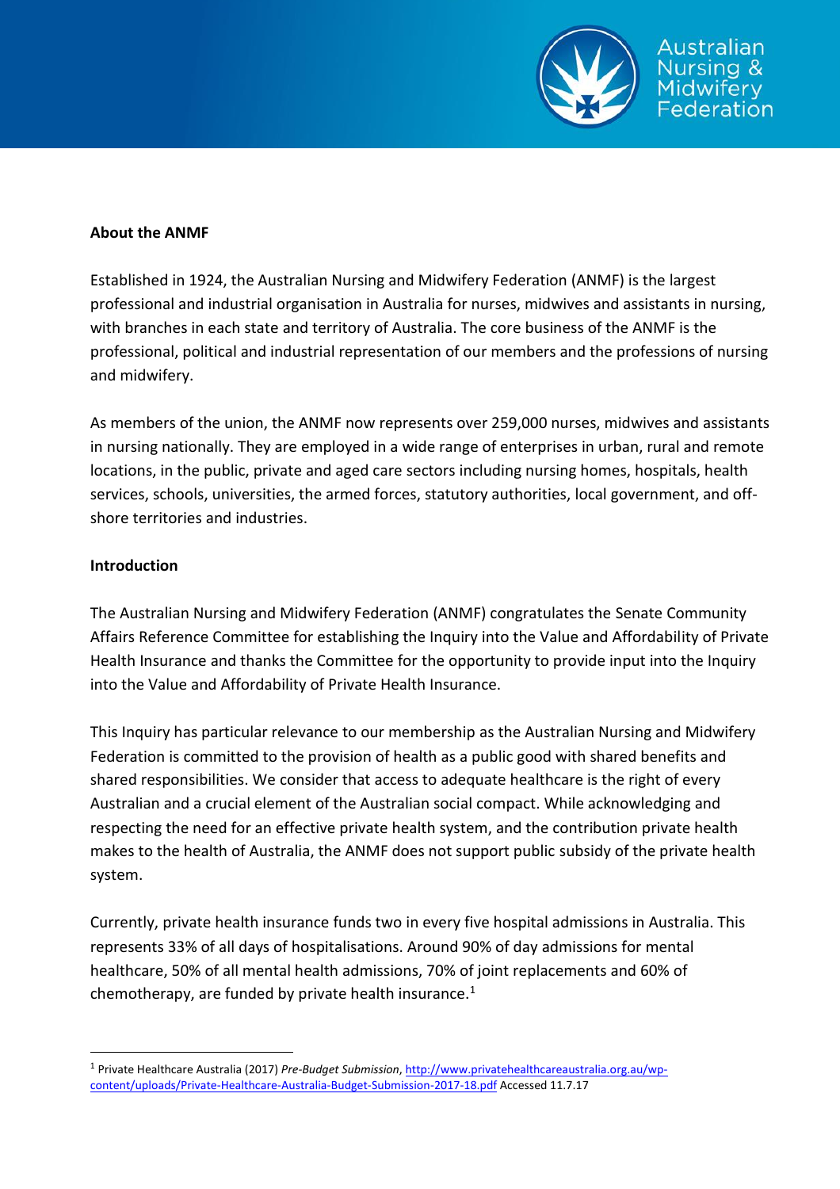**About the ANMF**

Established in 1924, the Australian Nursing and Midwifery Federation (ANMF) is the largest professional and industrial organisation in Australia for nurses, midwives and assistants in nursing, with branches in each state and territory of Australia. The core business of the ANMF is the professional, political and industrial representation of our members and the professions of nursing and midwifery.

As members of the union, the ANMF now represents over 259,000 nurses, midwives and assistants in nursing nationally. They are employed in a wide range of enterprises in urban, rural and remote locations, in the public, private and aged care sectors including nursing homes, hospitals, health services, schools, universities, the armed forces, statutory authorities, local government, and off-shore territories and industries.

**Introduction**

The Australian Nursing and Midwifery Federation (ANMF) congratulates the Senate Community Affairs Reference Committee for establishing the Inquiry into the Value and Affordability of Private Health Insurance and thanks the Committee for the opportunity to provide input into the Inquiry into the Value and Affordability of Private Health Insurance.

This Inquiry has particular relevance to our membership as the Australian Nursing and Midwifery Federation is committed to the provision of health as a public good with shared benefits and shared responsibilities. We consider that access to adequate healthcare is the right of every Australian and a crucial element of the Australian social compact. While acknowledging and respecting the need for an effective private health system, and the contribution private health makes to the health of Australia, the ANMF does not support public subsidy of the private health system.

Currently, private health insurance funds two in every five hospital admissions in Australia. This represents 33% of all days of hospitalisations. Around 90% of day admissions for mental healthcare, 50% of all mental health admissions, 70% of joint replacements and 60% of chemotherapy, are funded by private health insurance.[1]

---

[1] Private Healthcare Australia (2017) *Pre-Budget Submission*, http://www.privatehealthcareaustralia.org.au/wp-content/uploads/Private-Healthcare-Australia-Budget-Submission-2017-18.pdf Accessed 11.7.17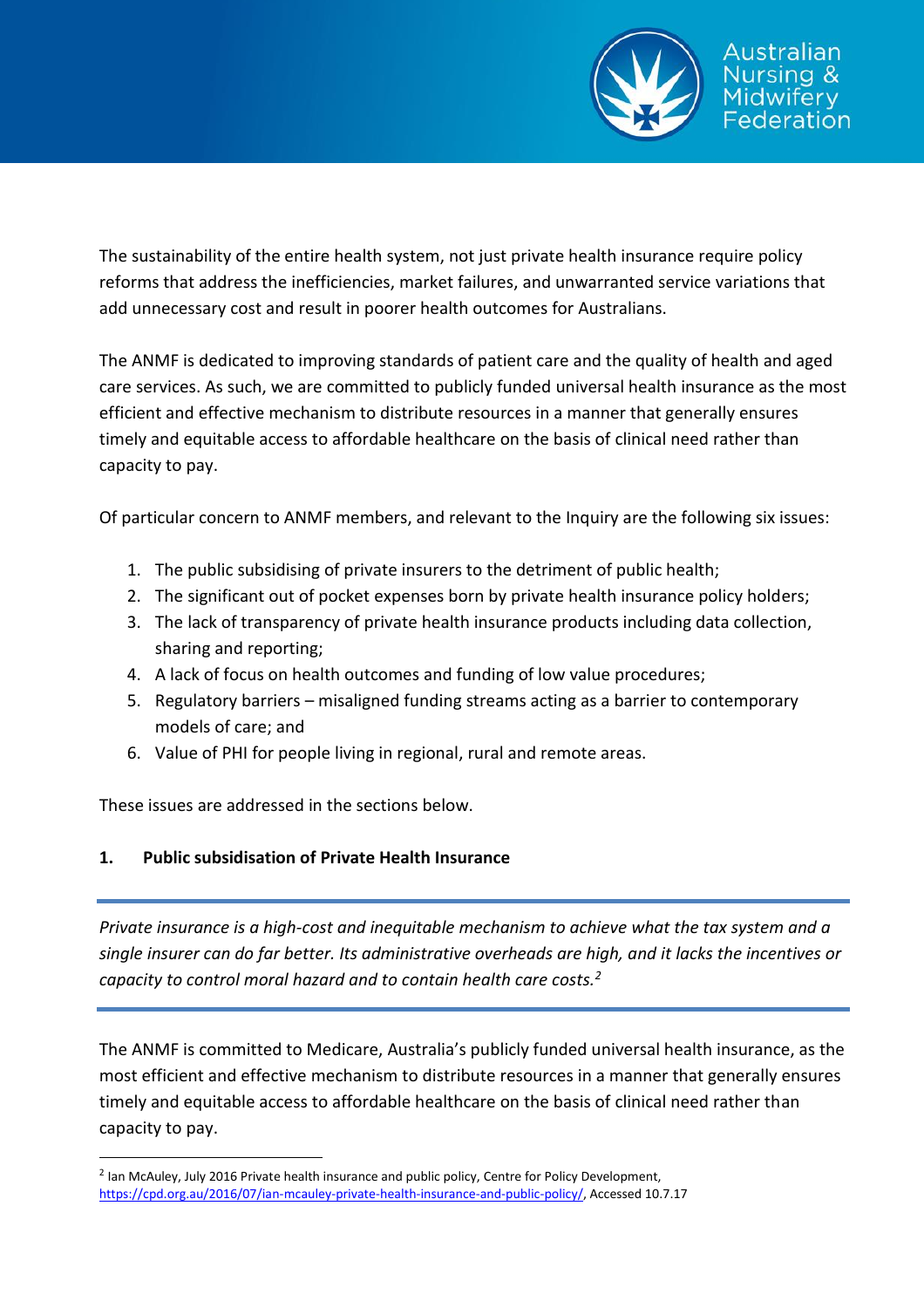The sustainability of the entire health system, not just private health insurance require policy reforms that address the inefficiencies, market failures, and unwarranted service variations that add unnecessary cost and result in poorer health outcomes for Australians.

The ANMF is dedicated to improving standards of patient care and the quality of health and aged care services. As such, we are committed to publicly funded universal health insurance as the most efficient and effective mechanism to distribute resources in a manner that generally ensures timely and equitable access to affordable healthcare on the basis of clinical need rather than capacity to pay.

Of particular concern to ANMF members, and relevant to the Inquiry are the following six issues:

1. The public subsidising of private insurers to the detriment of public health;
2. The significant out of pocket expenses born by private health insurance policy holders;
3. The lack of transparency of private health insurance products including data collection, sharing and reporting;
4. A lack of focus on health outcomes and funding of low value procedures;
5. Regulatory barriers – misaligned funding streams acting as a barrier to contemporary models of care; and
6. Value of PHI for people living in regional, rural and remote areas.

These issues are addressed in the sections below.

## 1. Public subsidisation of Private Health Insurance

---

*Private insurance is a high-cost and inequitable mechanism to achieve what the tax system and a single insurer can do far better. Its administrative overheads are high, and it lacks the incentives or capacity to control moral hazard and to contain health care costs.*[2]

---

The ANMF is committed to Medicare, Australia's publicly funded universal health insurance, as the most efficient and effective mechanism to distribute resources in a manner that generally ensures timely and equitable access to affordable healthcare on the basis of clinical need rather than capacity to pay.

---

[2] Ian McAuley, July 2016 Private health insurance and public policy, Centre for Policy Development, https://cpd.org.au/2016/07/ian-mcauley-private-health-insurance-and-public-policy/, Accessed 10.7.17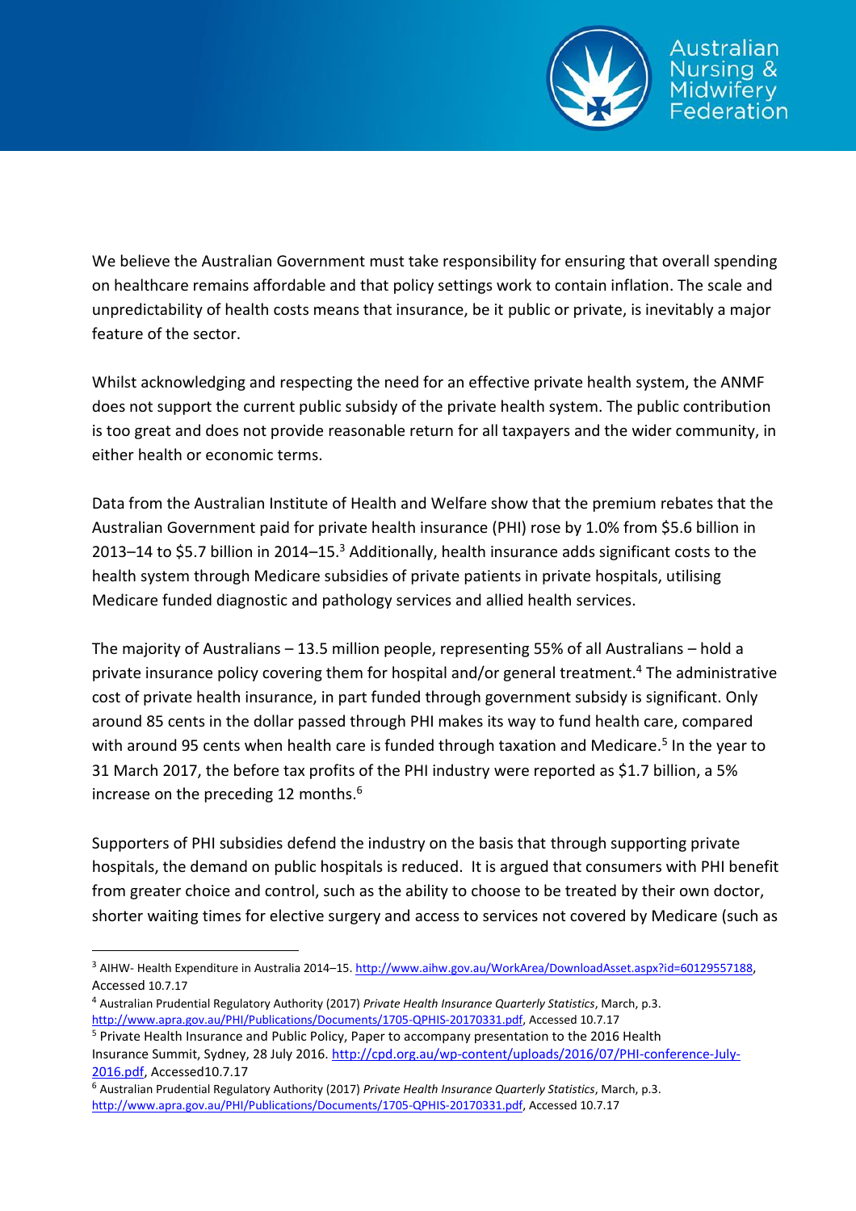We believe the Australian Government must take responsibility for ensuring that overall spending on healthcare remains affordable and that policy settings work to contain inflation. The scale and unpredictability of health costs means that insurance, be it public or private, is inevitably a major feature of the sector.

Whilst acknowledging and respecting the need for an effective private health system, the ANMF does not support the current public subsidy of the private health system. The public contribution is too great and does not provide reasonable return for all taxpayers and the wider community, in either health or economic terms.

Data from the Australian Institute of Health and Welfare show that the premium rebates that the Australian Government paid for private health insurance (PHI) rose by 1.0% from $5.6 billion in 2013–14 to $5.7 billion in 2014–15.[3] Additionally, health insurance adds significant costs to the health system through Medicare subsidies of private patients in private hospitals, utilising Medicare funded diagnostic and pathology services and allied health services.

The majority of Australians – 13.5 million people, representing 55% of all Australians – hold a private insurance policy covering them for hospital and/or general treatment.[4] The administrative cost of private health insurance, in part funded through government subsidy is significant. Only around 85 cents in the dollar passed through PHI makes its way to fund health care, compared with around 95 cents when health care is funded through taxation and Medicare.[5] In the year to 31 March 2017, the before tax profits of the PHI industry were reported as $1.7 billion, a 5% increase on the preceding 12 months.[6]

Supporters of PHI subsidies defend the industry on the basis that through supporting private hospitals, the demand on public hospitals is reduced. It is argued that consumers with PHI benefit from greater choice and control, such as the ability to choose to be treated by their own doctor, shorter waiting times for elective surgery and access to services not covered by Medicare (such as

---

[3] AIHW- Health Expenditure in Australia 2014–15. http://www.aihw.gov.au/WorkArea/DownloadAsset.aspx?id=60129557188, Accessed 10.7.17

[4] Australian Prudential Regulatory Authority (2017) *Private Health Insurance Quarterly Statistics*, March, p.3. http://www.apra.gov.au/PHI/Publications/Documents/1705-QPHIS-20170331.pdf, Accessed 10.7.17

[5] Private Health Insurance and Public Policy, Paper to accompany presentation to the 2016 Health Insurance Summit, Sydney, 28 July 2016. http://cpd.org.au/wp-content/uploads/2016/07/PHI-conference-July-2016.pdf, Accessed10.7.17

[6] Australian Prudential Regulatory Authority (2017) *Private Health Insurance Quarterly Statistics*, March, p.3. http://www.apra.gov.au/PHI/Publications/Documents/1705-QPHIS-20170331.pdf, Accessed 10.7.17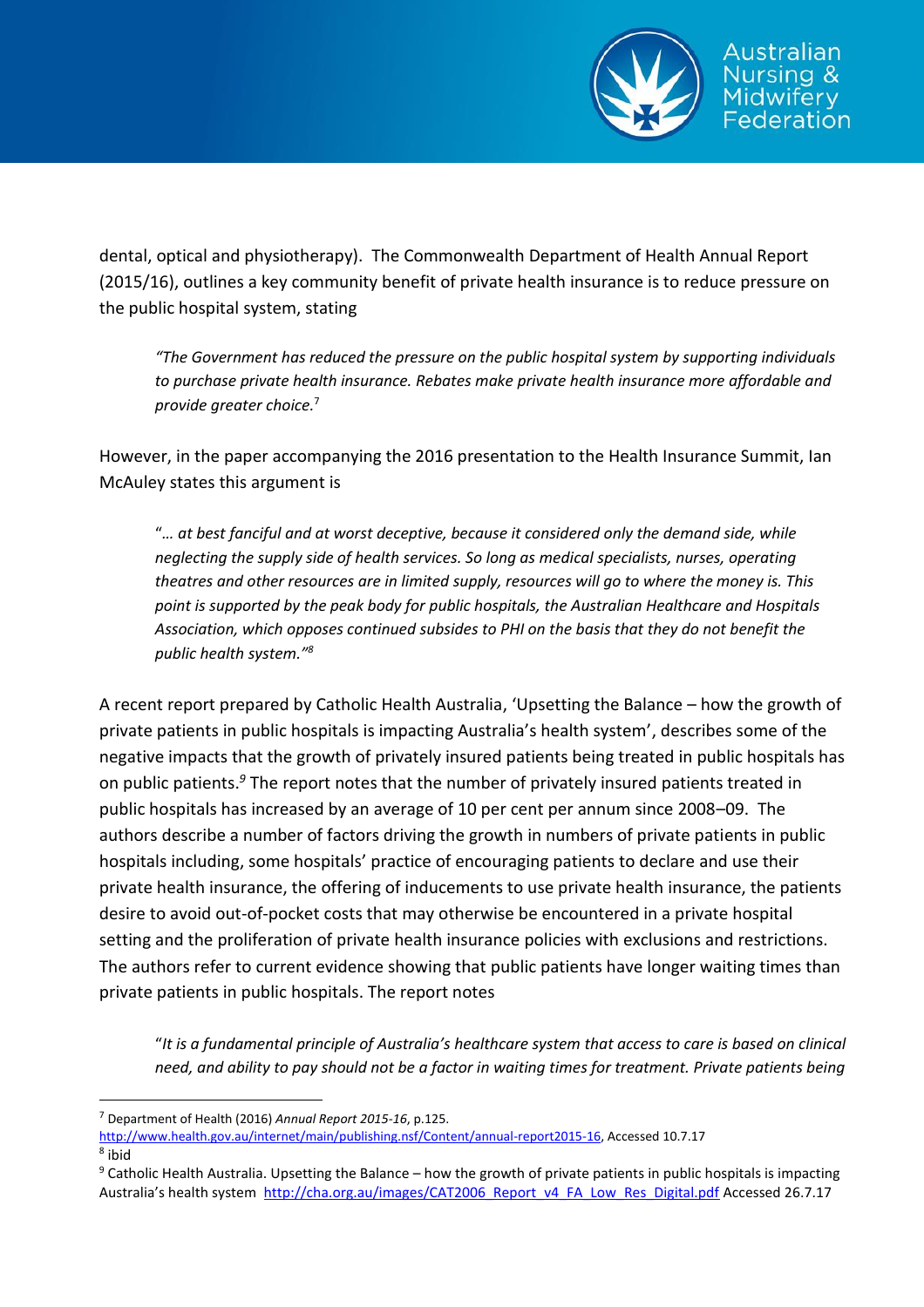dental, optical and physiotherapy). The Commonwealth Department of Health Annual Report (2015/16), outlines a key community benefit of private health insurance is to reduce pressure on the public hospital system, stating

> *"The Government has reduced the pressure on the public hospital system by supporting individuals to purchase private health insurance. Rebates make private health insurance more affordable and provide greater choice.*[7]

However, in the paper accompanying the 2016 presentation to the Health Insurance Summit, Ian McAuley states this argument is

> "*… at best fanciful and at worst deceptive, because it considered only the demand side, while neglecting the supply side of health services. So long as medical specialists, nurses, operating theatres and other resources are in limited supply, resources will go to where the money is. This point is supported by the peak body for public hospitals, the Australian Healthcare and Hospitals Association, which opposes continued subsides to PHI on the basis that they do not benefit the public health system."*[8]

A recent report prepared by Catholic Health Australia, 'Upsetting the Balance – how the growth of private patients in public hospitals is impacting Australia's health system', describes some of the negative impacts that the growth of privately insured patients being treated in public hospitals has on public patients.[9] The report notes that the number of privately insured patients treated in public hospitals has increased by an average of 10 per cent per annum since 2008–09. The authors describe a number of factors driving the growth in numbers of private patients in public hospitals including, some hospitals' practice of encouraging patients to declare and use their private health insurance, the offering of inducements to use private health insurance, the patients desire to avoid out-of-pocket costs that may otherwise be encountered in a private hospital setting and the proliferation of private health insurance policies with exclusions and restrictions. The authors refer to current evidence showing that public patients have longer waiting times than private patients in public hospitals. The report notes

> "*It is a fundamental principle of Australia's healthcare system that access to care is based on clinical need, and ability to pay should not be a factor in waiting times for treatment. Private patients being*

---

[7] Department of Health (2016) *Annual Report 2015-16*, p.125. http://www.health.gov.au/internet/main/publishing.nsf/Content/annual-report2015-16, Accessed 10.7.17

[8] ibid

[9] Catholic Health Australia. Upsetting the Balance – how the growth of private patients in public hospitals is impacting Australia's health system http://cha.org.au/images/CAT2006_Report_v4_FA_Low_Res_Digital.pdf Accessed 26.7.17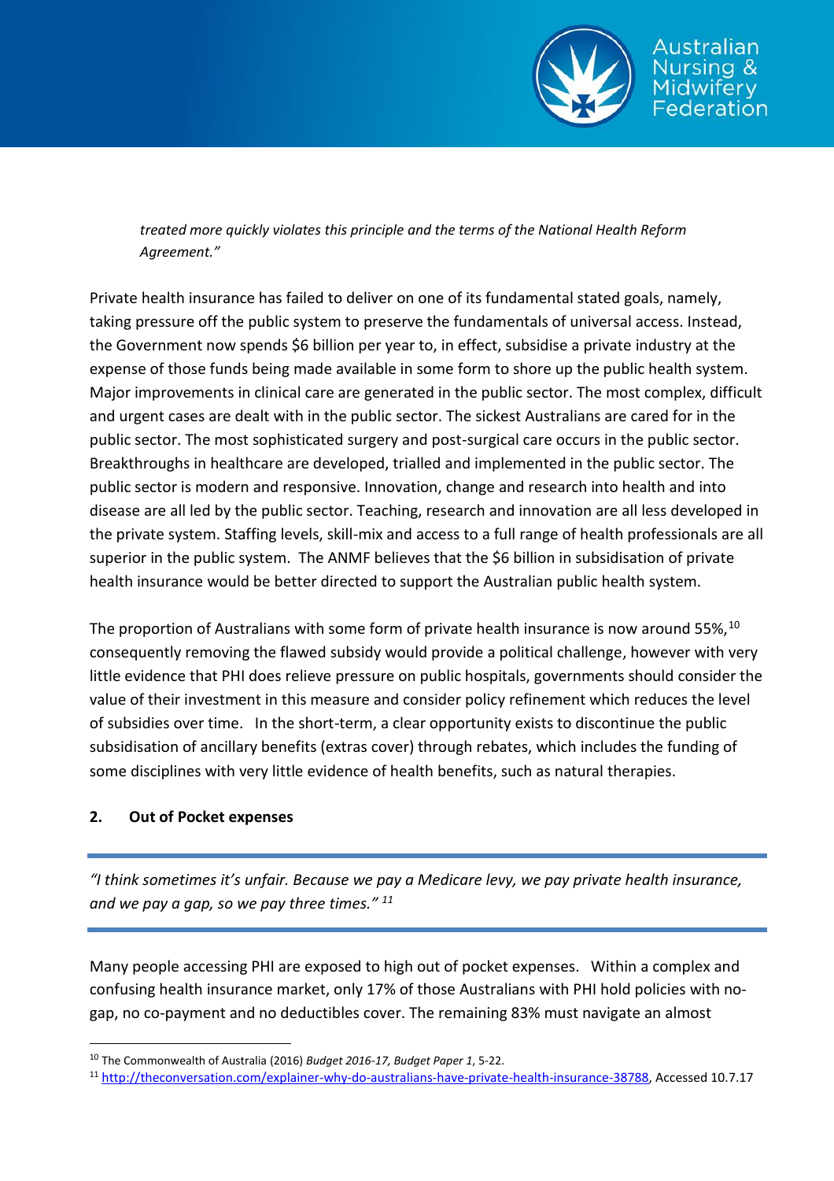> *treated more quickly violates this principle and the terms of the National Health Reform Agreement."*

Private health insurance has failed to deliver on one of its fundamental stated goals, namely, taking pressure off the public system to preserve the fundamentals of universal access. Instead, the Government now spends $6 billion per year to, in effect, subsidise a private industry at the expense of those funds being made available in some form to shore up the public health system. Major improvements in clinical care are generated in the public sector. The most complex, difficult and urgent cases are dealt with in the public sector. The sickest Australians are cared for in the public sector. The most sophisticated surgery and post-surgical care occurs in the public sector. Breakthroughs in healthcare are developed, trialled and implemented in the public sector. The public sector is modern and responsive. Innovation, change and research into health and into disease are all led by the public sector. Teaching, research and innovation are all less developed in the private system. Staffing levels, skill-mix and access to a full range of health professionals are all superior in the public system. The ANMF believes that the $6 billion in subsidisation of private health insurance would be better directed to support the Australian public health system.

The proportion of Australians with some form of private health insurance is now around 55%,[10] consequently removing the flawed subsidy would provide a political challenge, however with very little evidence that PHI does relieve pressure on public hospitals, governments should consider the value of their investment in this measure and consider policy refinement which reduces the level of subsidies over time. In the short-term, a clear opportunity exists to discontinue the public subsidisation of ancillary benefits (extras cover) through rebates, which includes the funding of some disciplines with very little evidence of health benefits, such as natural therapies.

## 2. Out of Pocket expenses

---

*"I think sometimes it's unfair. Because we pay a Medicare levy, we pay private health insurance, and we pay a gap, so we pay three times."* [11]

---

Many people accessing PHI are exposed to high out of pocket expenses. Within a complex and confusing health insurance market, only 17% of those Australians with PHI hold policies with no-gap, no co-payment and no deductibles cover. The remaining 83% must navigate an almost

---

[10] The Commonwealth of Australia (2016) *Budget 2016-17, Budget Paper 1*, 5-22.

[11] http://theconversation.com/explainer-why-do-australians-have-private-health-insurance-38788, Accessed 10.7.17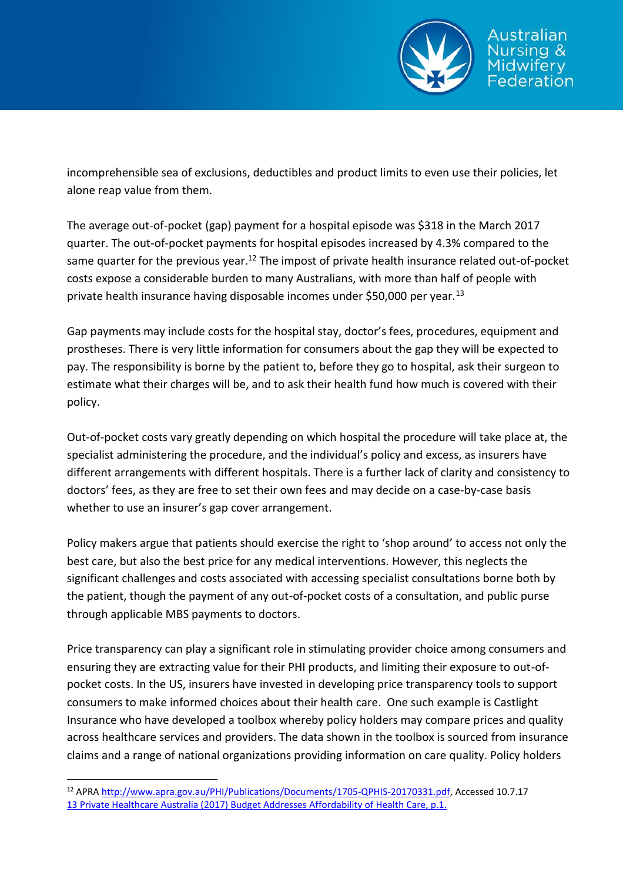incomprehensible sea of exclusions, deductibles and product limits to even use their policies, let alone reap value from them.

The average out-of-pocket (gap) payment for a hospital episode was $318 in the March 2017 quarter. The out-of-pocket payments for hospital episodes increased by 4.3% compared to the same quarter for the previous year.[12] The impost of private health insurance related out-of-pocket costs expose a considerable burden to many Australians, with more than half of people with private health insurance having disposable incomes under $50,000 per year.[13]

Gap payments may include costs for the hospital stay, doctor's fees, procedures, equipment and prostheses. There is very little information for consumers about the gap they will be expected to pay. The responsibility is borne by the patient to, before they go to hospital, ask their surgeon to estimate what their charges will be, and to ask their health fund how much is covered with their policy.

Out-of-pocket costs vary greatly depending on which hospital the procedure will take place at, the specialist administering the procedure, and the individual's policy and excess, as insurers have different arrangements with different hospitals. There is a further lack of clarity and consistency to doctors' fees, as they are free to set their own fees and may decide on a case-by-case basis whether to use an insurer's gap cover arrangement.

Policy makers argue that patients should exercise the right to 'shop around' to access not only the best care, but also the best price for any medical interventions. However, this neglects the significant challenges and costs associated with accessing specialist consultations borne both by the patient, though the payment of any out-of-pocket costs of a consultation, and public purse through applicable MBS payments to doctors.

Price transparency can play a significant role in stimulating provider choice among consumers and ensuring they are extracting value for their PHI products, and limiting their exposure to out-of-pocket costs. In the US, insurers have invested in developing price transparency tools to support consumers to make informed choices about their health care. One such example is Castlight Insurance who have developed a toolbox whereby policy holders may compare prices and quality across healthcare services and providers. The data shown in the toolbox is sourced from insurance claims and a range of national organizations providing information on care quality. Policy holders

---

[12] APRA http://www.apra.gov.au/PHI/Publications/Documents/1705-QPHIS-20170331.pdf, Accessed 10.7.17

[13] Private Healthcare Australia (2017) Budget Addresses Affordability of Health Care, p.1.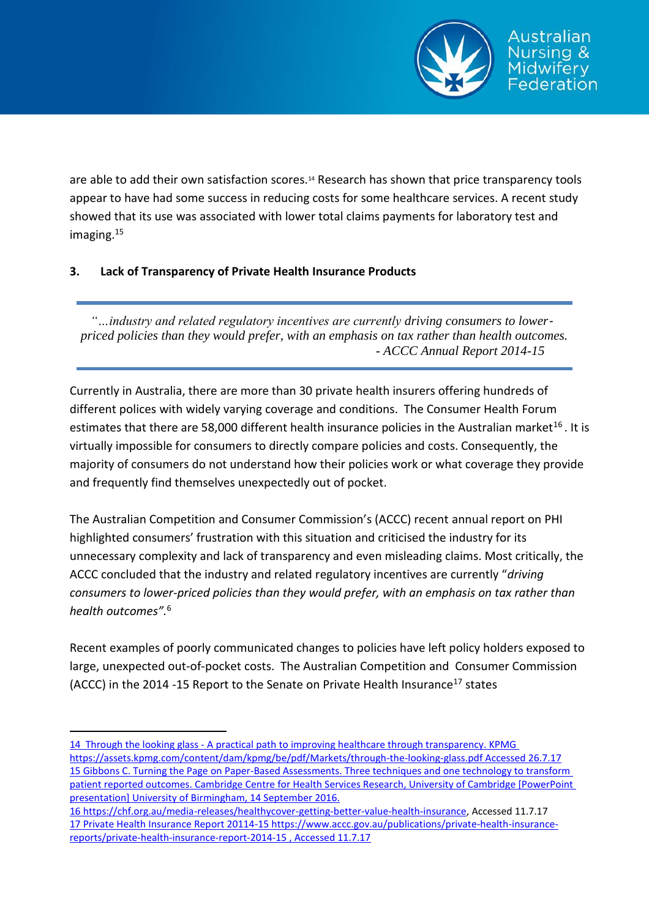are able to add their own satisfaction scores.[14] Research has shown that price transparency tools appear to have had some success in reducing costs for some healthcare services. A recent study showed that its use was associated with lower total claims payments for laboratory test and imaging.[15]

### 3. Lack of Transparency of Private Health Insurance Products

> *"…industry and related regulatory incentives are currently* driving consumers to lower-priced policies than they would prefer, with an emphasis on tax rather than health outcomes.
> *- ACCC Annual Report 2014-15*

Currently in Australia, there are more than 30 private health insurers offering hundreds of different polices with widely varying coverage and conditions. The Consumer Health Forum estimates that there are 58,000 different health insurance policies in the Australian market[16]. It is virtually impossible for consumers to directly compare policies and costs. Consequently, the majority of consumers do not understand how their policies work or what coverage they provide and frequently find themselves unexpectedly out of pocket.

The Australian Competition and Consumer Commission's (ACCC) recent annual report on PHI highlighted consumers' frustration with this situation and criticised the industry for its unnecessary complexity and lack of transparency and even misleading claims. Most critically, the ACCC concluded that the industry and related regulatory incentives are currently "*driving consumers to lower-priced policies than they would prefer, with an emphasis on tax rather than health outcomes*".[6]

Recent examples of poorly communicated changes to policies have left policy holders exposed to large, unexpected out-of-pocket costs. The Australian Competition and Consumer Commission (ACCC) in the 2014 -15 Report to the Senate on Private Health Insurance[17] states

---

14 Through the looking glass - A practical path to improving healthcare through transparency. KPMG https://assets.kpmg.com/content/dam/kpmg/be/pdf/Markets/through-the-looking-glass.pdf Accessed 26.7.17

15 Gibbons C. Turning the Page on Paper-Based Assessments. Three techniques and one technology to transform patient reported outcomes. Cambridge Centre for Health Services Research, University of Cambridge [PowerPoint presentation] University of Birmingham, 14 September 2016.

16 https://chf.org.au/media-releases/healthycover-getting-better-value-health-insurance, Accessed 11.7.17

17 Private Health Insurance Report 20114-15 https://www.accc.gov.au/publications/private-health-insurance-reports/private-health-insurance-report-2014-15 , Accessed 11.7.17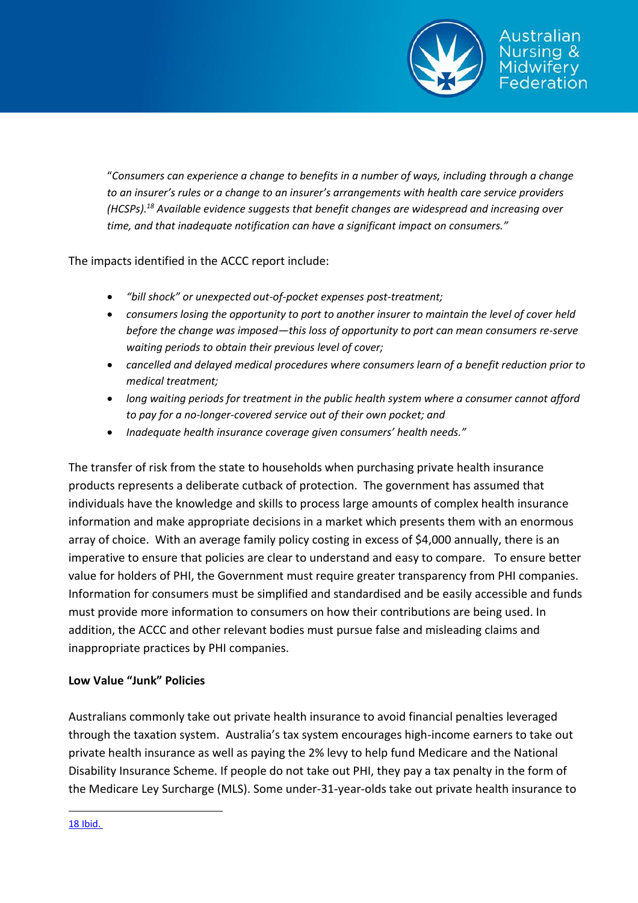"*Consumers can experience a change to benefits in a number of ways, including through a change to an insurer's rules or a change to an insurer's arrangements with health care service providers (HCSPs).*[18] *Available evidence suggests that benefit changes are widespread and increasing over time, and that inadequate notification can have a significant impact on consumers."*

The impacts identified in the ACCC report include:

- *"bill shock" or unexpected out-of-pocket expenses post-treatment;*
- *consumers losing the opportunity to port to another insurer to maintain the level of cover held before the change was imposed—this loss of opportunity to port can mean consumers re-serve waiting periods to obtain their previous level of cover;*
- *cancelled and delayed medical procedures where consumers learn of a benefit reduction prior to medical treatment;*
- *long waiting periods for treatment in the public health system where a consumer cannot afford to pay for a no-longer-covered service out of their own pocket; and*
- *Inadequate health insurance coverage given consumers' health needs."*

The transfer of risk from the state to households when purchasing private health insurance products represents a deliberate cutback of protection. The government has assumed that individuals have the knowledge and skills to process large amounts of complex health insurance information and make appropriate decisions in a market which presents them with an enormous array of choice. With an average family policy costing in excess of $4,000 annually, there is an imperative to ensure that policies are clear to understand and easy to compare. To ensure better value for holders of PHI, the Government must require greater transparency from PHI companies. Information for consumers must be simplified and standardised and be easily accessible and funds must provide more information to consumers on how their contributions are being used. In addition, the ACCC and other relevant bodies must pursue false and misleading claims and inappropriate practices by PHI companies.

**Low Value "Junk" Policies**

Australians commonly take out private health insurance to avoid financial penalties leveraged through the taxation system. Australia's tax system encourages high-income earners to take out private health insurance as well as paying the 2% levy to help fund Medicare and the National Disability Insurance Scheme. If people do not take out PHI, they pay a tax penalty in the form of the Medicare Ley Surcharge (MLS). Some under-31-year-olds take out private health insurance to

---

[18] Ibid.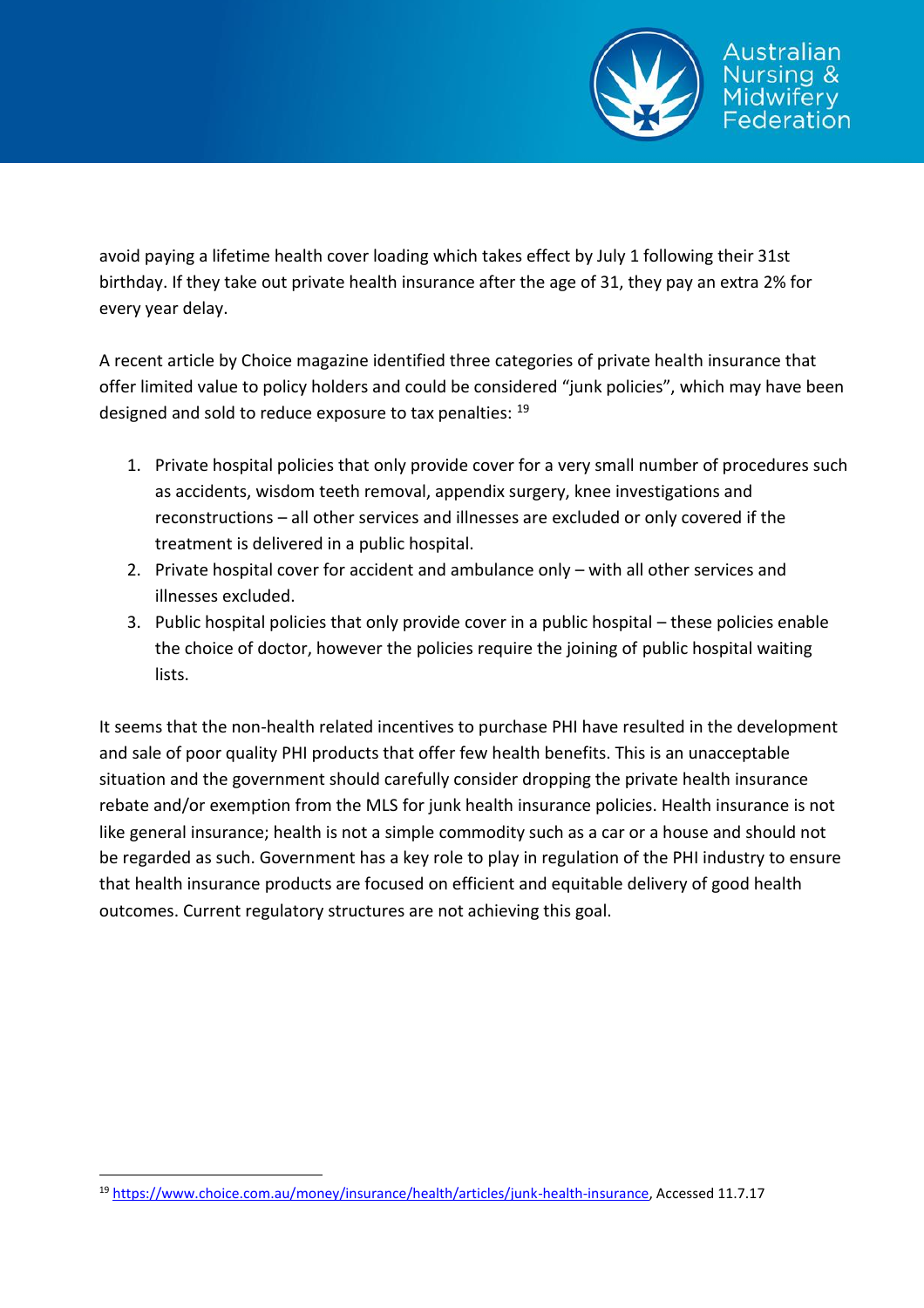avoid paying a lifetime health cover loading which takes effect by July 1 following their 31st birthday. If they take out private health insurance after the age of 31, they pay an extra 2% for every year delay.

A recent article by Choice magazine identified three categories of private health insurance that offer limited value to policy holders and could be considered "junk policies", which may have been designed and sold to reduce exposure to tax penalties: [19]

1. Private hospital policies that only provide cover for a very small number of procedures such as accidents, wisdom teeth removal, appendix surgery, knee investigations and reconstructions – all other services and illnesses are excluded or only covered if the treatment is delivered in a public hospital.
2. Private hospital cover for accident and ambulance only – with all other services and illnesses excluded.
3. Public hospital policies that only provide cover in a public hospital – these policies enable the choice of doctor, however the policies require the joining of public hospital waiting lists.

It seems that the non-health related incentives to purchase PHI have resulted in the development and sale of poor quality PHI products that offer few health benefits. This is an unacceptable situation and the government should carefully consider dropping the private health insurance rebate and/or exemption from the MLS for junk health insurance policies. Health insurance is not like general insurance; health is not a simple commodity such as a car or a house and should not be regarded as such. Government has a key role to play in regulation of the PHI industry to ensure that health insurance products are focused on efficient and equitable delivery of good health outcomes. Current regulatory structures are not achieving this goal.

---

[19] https://www.choice.com.au/money/insurance/health/articles/junk-health-insurance, Accessed 11.7.17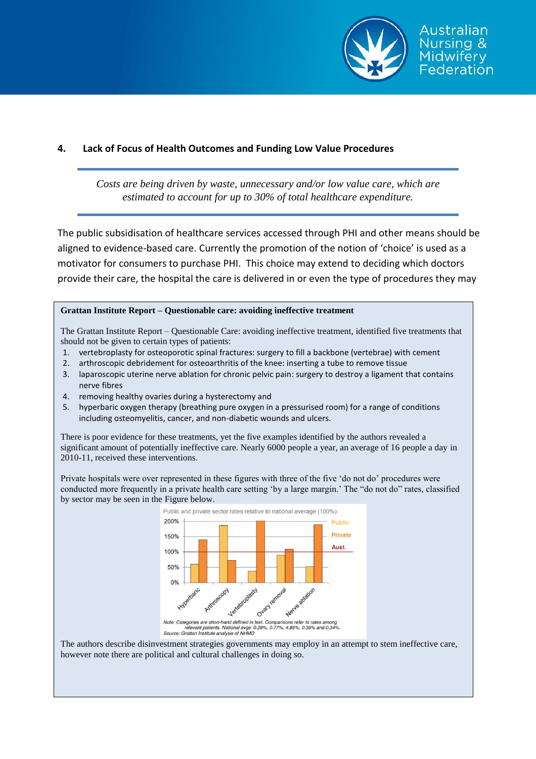## 4. Lack of Focus of Health Outcomes and Funding Low Value Procedures

*Costs are being driven by waste, unnecessary and/or low value care, which are estimated to account for up to 30% of total healthcare expenditure.*

The public subsidisation of healthcare services accessed through PHI and other means should be aligned to evidence-based care. Currently the promotion of the notion of 'choice' is used as a motivator for consumers to purchase PHI. This choice may extend to deciding which doctors provide their care, the hospital the care is delivered in or even the type of procedures they may

**Grattan Institute Report – Questionable care: avoiding ineffective treatment**

The Grattan Institute Report – Questionable Care: avoiding ineffective treatment, identified five treatments that should not be given to certain types of patients:

1. vertebroplasty for osteoporotic spinal fractures: surgery to fill a backbone (vertebrae) with cement
2. arthroscopic debridement for osteoarthritis of the knee: inserting a tube to remove tissue
3. laparoscopic uterine nerve ablation for chronic pelvic pain: surgery to destroy a ligament that contains nerve fibres
4. removing healthy ovaries during a hysterectomy and
5. hyperbaric oxygen therapy (breathing pure oxygen in a pressurised room) for a range of conditions including osteomyelitis, cancer, and non-diabetic wounds and ulcers.

There is poor evidence for these treatments, yet the five examples identified by the authors revealed a significant amount of potentially ineffective care. Nearly 6000 people a year, an average of 16 people a day in 2010-11, received these interventions.

Private hospitals were over represented in these figures with three of the five 'do not do' procedures were conducted more frequently in a private health care setting 'by a large margin.' The "do not do" rates, classified by sector may be seen in the Figure below.

Public and private sector rates relative to national average (100%)

Note: Categories are short-hand defined in text. Comparisons refer to rates among relevant patients. National avgs: 0.29%, 0.77%, 4.85%, 0.35% and 0.34%.
Source: Grattan Institute analysis of NHMD

The authors describe disinvestment strategies governments may employ in an attempt to stem ineffective care, however note there are political and cultural challenges in doing so.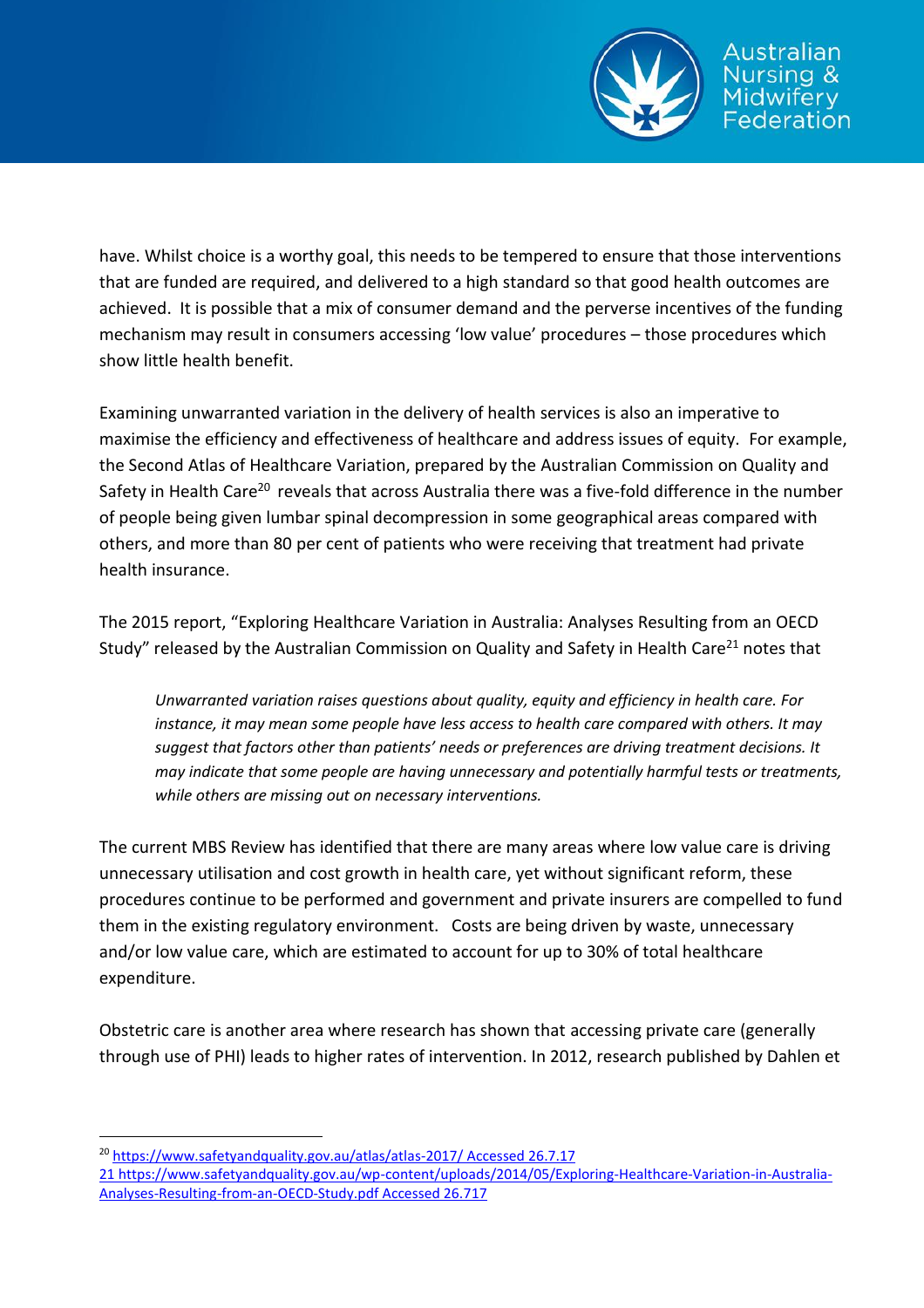have. Whilst choice is a worthy goal, this needs to be tempered to ensure that those interventions that are funded are required, and delivered to a high standard so that good health outcomes are achieved. It is possible that a mix of consumer demand and the perverse incentives of the funding mechanism may result in consumers accessing 'low value' procedures – those procedures which show little health benefit.

Examining unwarranted variation in the delivery of health services is also an imperative to maximise the efficiency and effectiveness of healthcare and address issues of equity. For example, the Second Atlas of Healthcare Variation, prepared by the Australian Commission on Quality and Safety in Health Care[20] reveals that across Australia there was a five-fold difference in the number of people being given lumbar spinal decompression in some geographical areas compared with others, and more than 80 per cent of patients who were receiving that treatment had private health insurance.

The 2015 report, "Exploring Healthcare Variation in Australia: Analyses Resulting from an OECD Study" released by the Australian Commission on Quality and Safety in Health Care[21] notes that

> *Unwarranted variation raises questions about quality, equity and efficiency in health care. For instance, it may mean some people have less access to health care compared with others. It may suggest that factors other than patients' needs or preferences are driving treatment decisions. It may indicate that some people are having unnecessary and potentially harmful tests or treatments, while others are missing out on necessary interventions.*

The current MBS Review has identified that there are many areas where low value care is driving unnecessary utilisation and cost growth in health care, yet without significant reform, these procedures continue to be performed and government and private insurers are compelled to fund them in the existing regulatory environment. Costs are being driven by waste, unnecessary and/or low value care, which are estimated to account for up to 30% of total healthcare expenditure.

Obstetric care is another area where research has shown that accessing private care (generally through use of PHI) leads to higher rates of intervention. In 2012, research published by Dahlen et

---

[20] https://www.safetyandquality.gov.au/atlas/atlas-2017/ Accessed 26.7.17

[21] https://www.safetyandquality.gov.au/wp-content/uploads/2014/05/Exploring-Healthcare-Variation-in-Australia-Analyses-Resulting-from-an-OECD-Study.pdf Accessed 26.717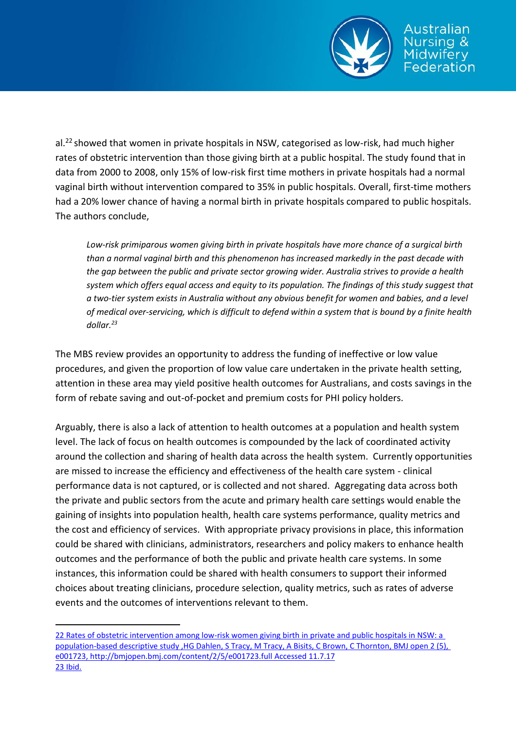al.[22] showed that women in private hospitals in NSW, categorised as low-risk, had much higher rates of obstetric intervention than those giving birth at a public hospital. The study found that in data from 2000 to 2008, only 15% of low-risk first time mothers in private hospitals had a normal vaginal birth without intervention compared to 35% in public hospitals. Overall, first-time mothers had a 20% lower chance of having a normal birth in private hospitals compared to public hospitals. The authors conclude,

> *Low-risk primiparous women giving birth in private hospitals have more chance of a surgical birth than a normal vaginal birth and this phenomenon has increased markedly in the past decade with the gap between the public and private sector growing wider. Australia strives to provide a health system which offers equal access and equity to its population. The findings of this study suggest that a two-tier system exists in Australia without any obvious benefit for women and babies, and a level of medical over-servicing, which is difficult to defend within a system that is bound by a finite health dollar.*[23]

The MBS review provides an opportunity to address the funding of ineffective or low value procedures, and given the proportion of low value care undertaken in the private health setting, attention in these area may yield positive health outcomes for Australians, and costs savings in the form of rebate saving and out-of-pocket and premium costs for PHI policy holders.

Arguably, there is also a lack of attention to health outcomes at a population and health system level. The lack of focus on health outcomes is compounded by the lack of coordinated activity around the collection and sharing of health data across the health system. Currently opportunities are missed to increase the efficiency and effectiveness of the health care system - clinical performance data is not captured, or is collected and not shared. Aggregating data across both the private and public sectors from the acute and primary health care settings would enable the gaining of insights into population health, health care systems performance, quality metrics and the cost and efficiency of services. With appropriate privacy provisions in place, this information could be shared with clinicians, administrators, researchers and policy makers to enhance health outcomes and the performance of both the public and private health care systems. In some instances, this information could be shared with health consumers to support their informed choices about treating clinicians, procedure selection, quality metrics, such as rates of adverse events and the outcomes of interventions relevant to them.

---

22 Rates of obstetric intervention among low-risk women giving birth in private and public hospitals in NSW: a population-based descriptive study ,HG Dahlen, S Tracy, M Tracy, A Bisits, C Brown, C Thornton, BMJ open 2 (5), e001723, http://bmjopen.bmj.com/content/2/5/e001723.full Accessed 11.7.17

23 Ibid.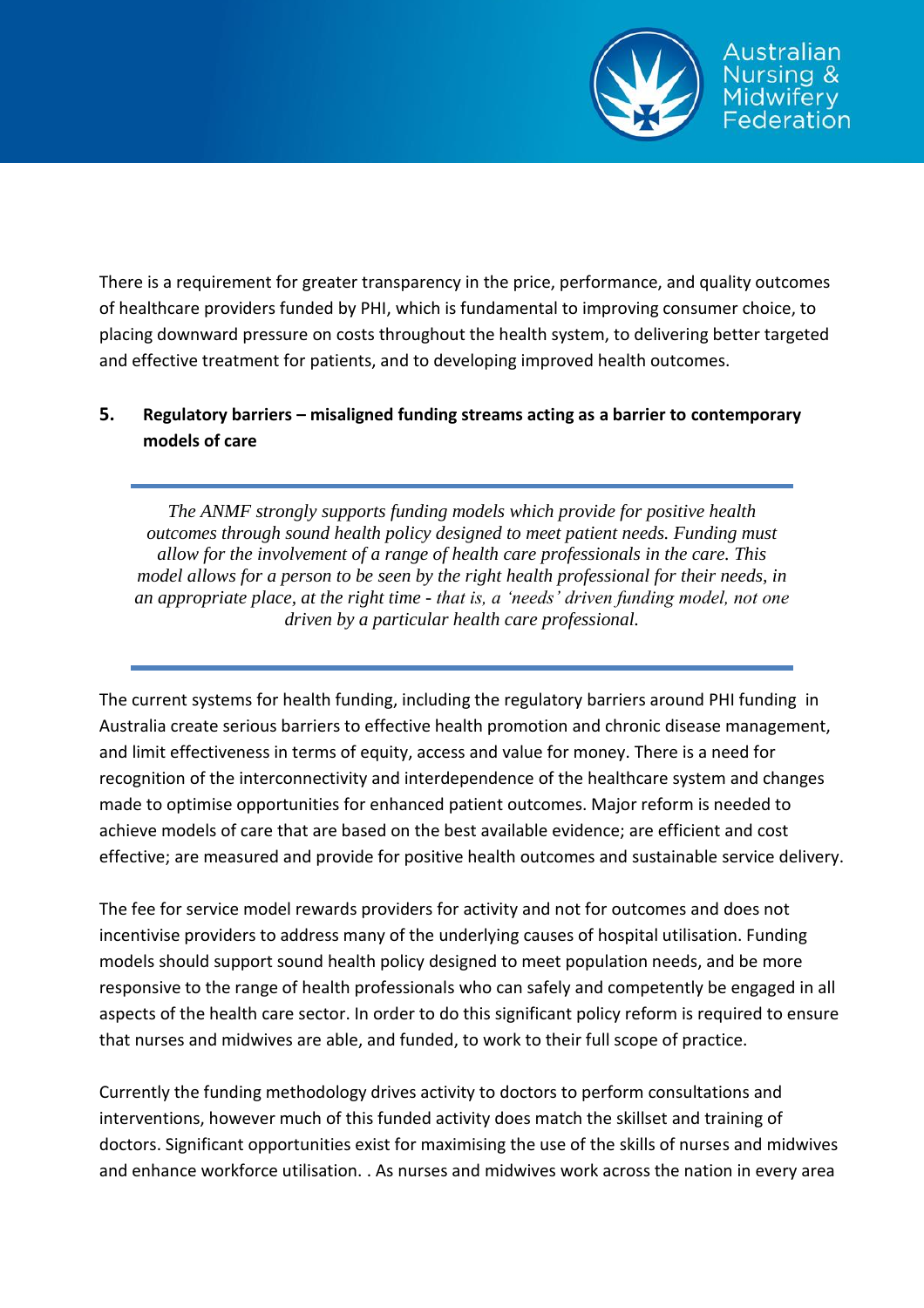There is a requirement for greater transparency in the price, performance, and quality outcomes of healthcare providers funded by PHI, which is fundamental to improving consumer choice, to placing downward pressure on costs throughout the health system, to delivering better targeted and effective treatment for patients, and to developing improved health outcomes.

## 5. Regulatory barriers – misaligned funding streams acting as a barrier to contemporary models of care

> *The ANMF strongly supports funding models which provide for positive health outcomes through sound health policy designed to meet patient needs. Funding must allow for the involvement of a range of health care professionals in the care. This model allows for a person to be seen by the right health professional for their needs, in an appropriate place, at the right time - that is, a 'needs' driven funding model, not one driven by a particular health care professional.*

The current systems for health funding, including the regulatory barriers around PHI funding in Australia create serious barriers to effective health promotion and chronic disease management, and limit effectiveness in terms of equity, access and value for money. There is a need for recognition of the interconnectivity and interdependence of the healthcare system and changes made to optimise opportunities for enhanced patient outcomes. Major reform is needed to achieve models of care that are based on the best available evidence; are efficient and cost effective; are measured and provide for positive health outcomes and sustainable service delivery.

The fee for service model rewards providers for activity and not for outcomes and does not incentivise providers to address many of the underlying causes of hospital utilisation. Funding models should support sound health policy designed to meet population needs, and be more responsive to the range of health professionals who can safely and competently be engaged in all aspects of the health care sector. In order to do this significant policy reform is required to ensure that nurses and midwives are able, and funded, to work to their full scope of practice.

Currently the funding methodology drives activity to doctors to perform consultations and interventions, however much of this funded activity does match the skillset and training of doctors. Significant opportunities exist for maximising the use of the skills of nurses and midwives and enhance workforce utilisation. . As nurses and midwives work across the nation in every area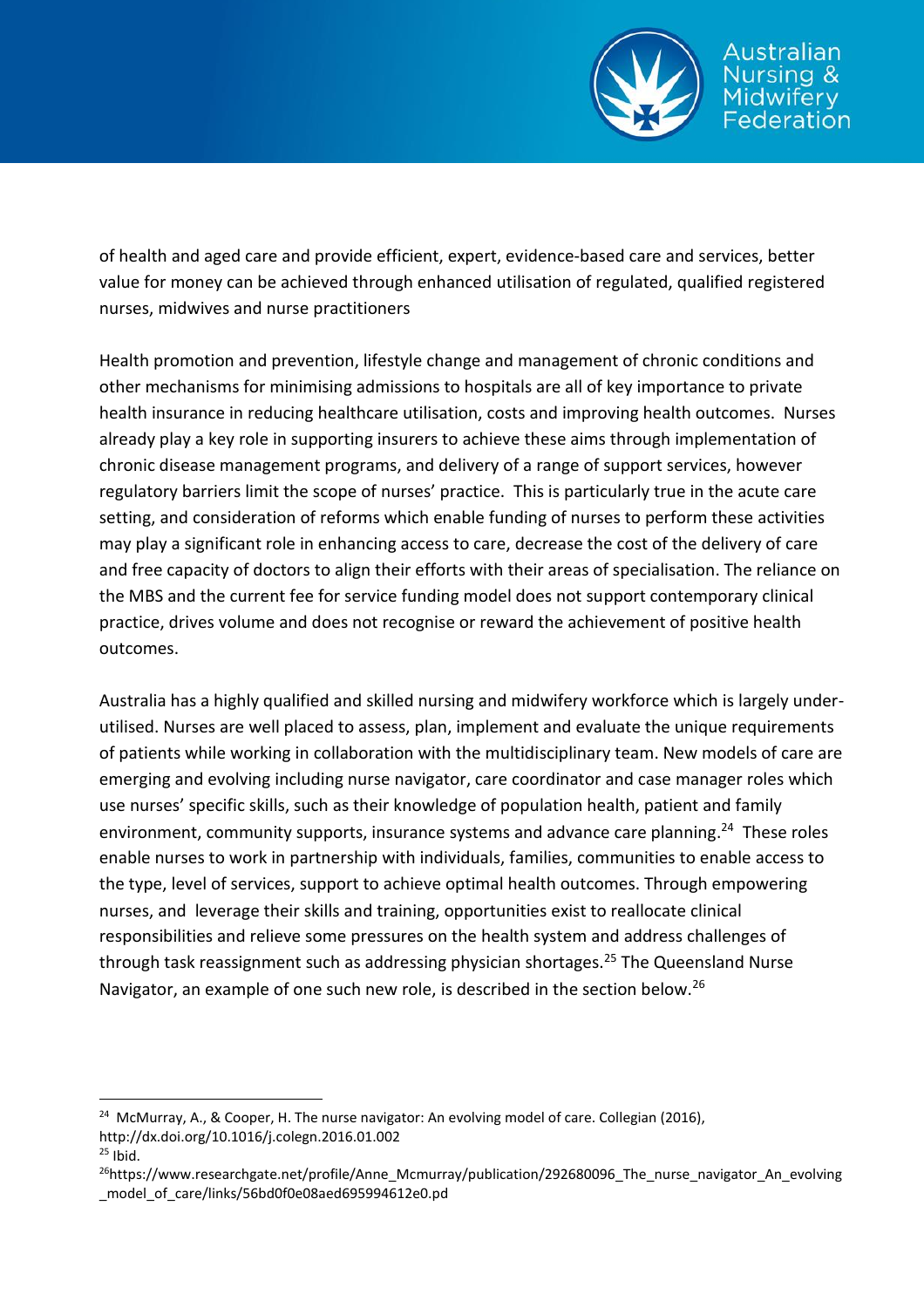of health and aged care and provide efficient, expert, evidence-based care and services, better value for money can be achieved through enhanced utilisation of regulated, qualified registered nurses, midwives and nurse practitioners

Health promotion and prevention, lifestyle change and management of chronic conditions and other mechanisms for minimising admissions to hospitals are all of key importance to private health insurance in reducing healthcare utilisation, costs and improving health outcomes. Nurses already play a key role in supporting insurers to achieve these aims through implementation of chronic disease management programs, and delivery of a range of support services, however regulatory barriers limit the scope of nurses' practice. This is particularly true in the acute care setting, and consideration of reforms which enable funding of nurses to perform these activities may play a significant role in enhancing access to care, decrease the cost of the delivery of care and free capacity of doctors to align their efforts with their areas of specialisation. The reliance on the MBS and the current fee for service funding model does not support contemporary clinical practice, drives volume and does not recognise or reward the achievement of positive health outcomes.

Australia has a highly qualified and skilled nursing and midwifery workforce which is largely under-utilised. Nurses are well placed to assess, plan, implement and evaluate the unique requirements of patients while working in collaboration with the multidisciplinary team. New models of care are emerging and evolving including nurse navigator, care coordinator and case manager roles which use nurses' specific skills, such as their knowledge of population health, patient and family environment, community supports, insurance systems and advance care planning.[24] These roles enable nurses to work in partnership with individuals, families, communities to enable access to the type, level of services, support to achieve optimal health outcomes. Through empowering nurses, and leverage their skills and training, opportunities exist to reallocate clinical responsibilities and relieve some pressures on the health system and address challenges of through task reassignment such as addressing physician shortages.[25] The Queensland Nurse Navigator, an example of one such new role, is described in the section below.[26]

---

[24] McMurray, A., & Cooper, H. The nurse navigator: An evolving model of care. Collegian (2016), http://dx.doi.org/10.1016/j.colegn.2016.01.002

[25] Ibid.

[26]https://www.researchgate.net/profile/Anne_Mcmurray/publication/292680096_The_nurse_navigator_An_evolving_model_of_care/links/56bd0f0e08aed695994612e0.pd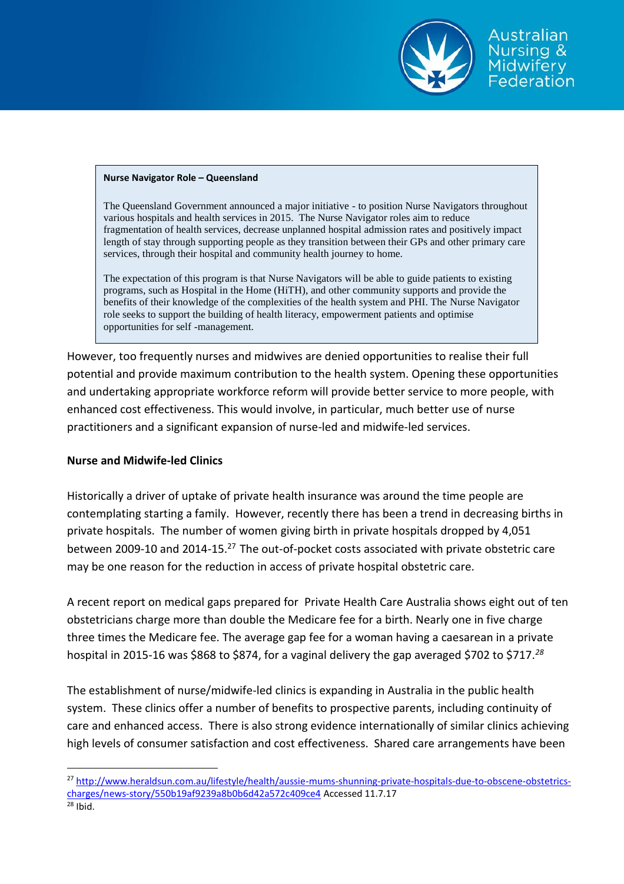> **Nurse Navigator Role – Queensland**
>
> The Queensland Government announced a major initiative - to position Nurse Navigators throughout various hospitals and health services in 2015. The Nurse Navigator roles aim to reduce fragmentation of health services, decrease unplanned hospital admission rates and positively impact length of stay through supporting people as they transition between their GPs and other primary care services, through their hospital and community health journey to home.
>
> The expectation of this program is that Nurse Navigators will be able to guide patients to existing programs, such as Hospital in the Home (HiTH), and other community supports and provide the benefits of their knowledge of the complexities of the health system and PHI. The Nurse Navigator role seeks to support the building of health literacy, empowerment patients and optimise opportunities for self -management.

However, too frequently nurses and midwives are denied opportunities to realise their full potential and provide maximum contribution to the health system. Opening these opportunities and undertaking appropriate workforce reform will provide better service to more people, with enhanced cost effectiveness. This would involve, in particular, much better use of nurse practitioners and a significant expansion of nurse-led and midwife-led services.

**Nurse and Midwife-led Clinics**

Historically a driver of uptake of private health insurance was around the time people are contemplating starting a family. However, recently there has been a trend in decreasing births in private hospitals. The number of women giving birth in private hospitals dropped by 4,051 between 2009-10 and 2014-15.[27] The out-of-pocket costs associated with private obstetric care may be one reason for the reduction in access of private hospital obstetric care.

A recent report on medical gaps prepared for Private Health Care Australia shows eight out of ten obstetricians charge more than double the Medicare fee for a birth. Nearly one in five charge three times the Medicare fee. The average gap fee for a woman having a caesarean in a private hospital in 2015-16 was $868 to $874, for a vaginal delivery the gap averaged $702 to $717.[28]

The establishment of nurse/midwife-led clinics is expanding in Australia in the public health system. These clinics offer a number of benefits to prospective parents, including continuity of care and enhanced access. There is also strong evidence internationally of similar clinics achieving high levels of consumer satisfaction and cost effectiveness. Shared care arrangements have been

---

[27] http://www.heraldsun.com.au/lifestyle/health/aussie-mums-shunning-private-hospitals-due-to-obscene-obstetrics-charges/news-story/550b19af9239a8b0b6d42a572c409ce4 Accessed 11.7.17

[28] Ibid.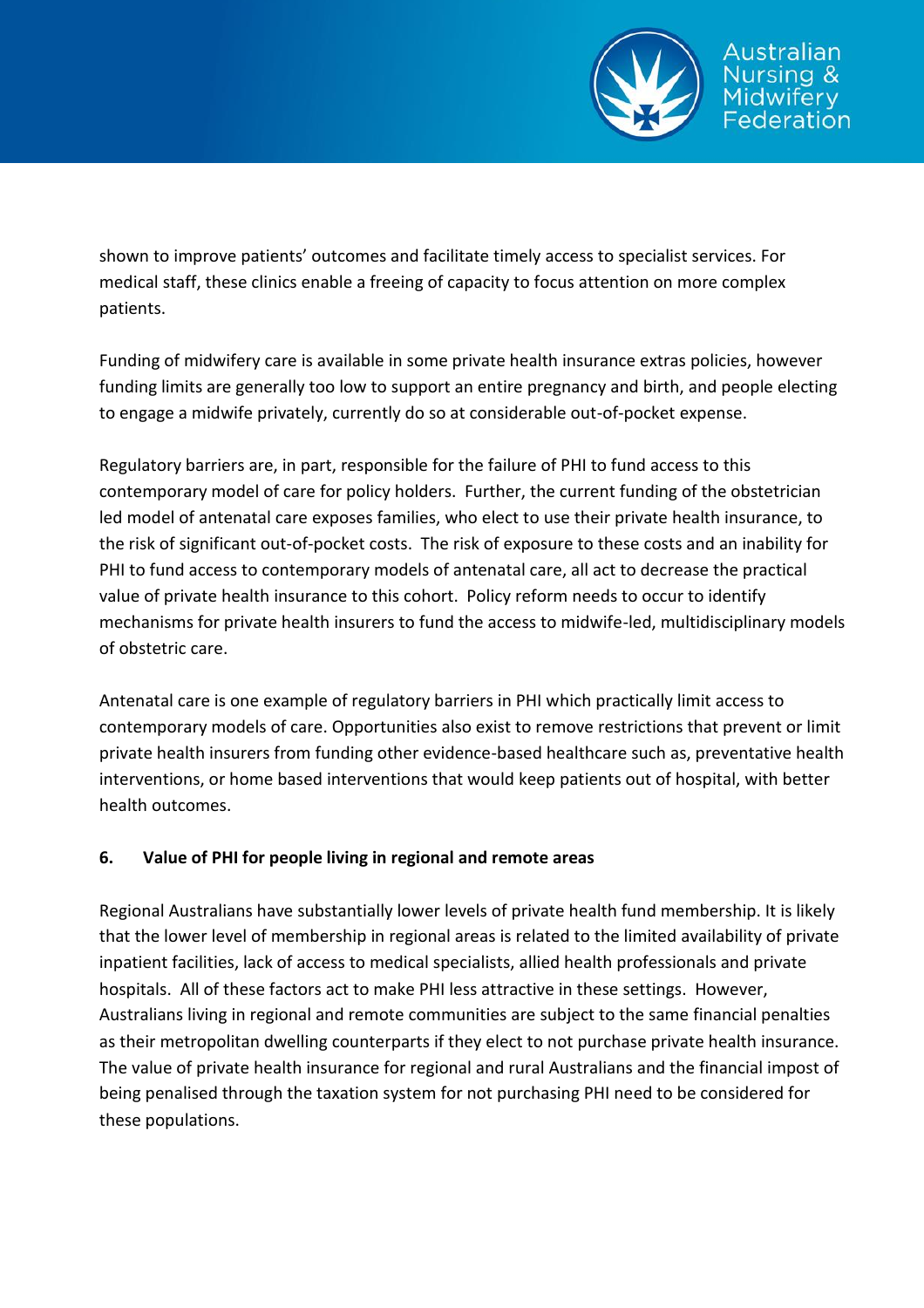shown to improve patients' outcomes and facilitate timely access to specialist services. For medical staff, these clinics enable a freeing of capacity to focus attention on more complex patients.

Funding of midwifery care is available in some private health insurance extras policies, however funding limits are generally too low to support an entire pregnancy and birth, and people electing to engage a midwife privately, currently do so at considerable out-of-pocket expense.

Regulatory barriers are, in part, responsible for the failure of PHI to fund access to this contemporary model of care for policy holders. Further, the current funding of the obstetrician led model of antenatal care exposes families, who elect to use their private health insurance, to the risk of significant out-of-pocket costs. The risk of exposure to these costs and an inability for PHI to fund access to contemporary models of antenatal care, all act to decrease the practical value of private health insurance to this cohort. Policy reform needs to occur to identify mechanisms for private health insurers to fund the access to midwife-led, multidisciplinary models of obstetric care.

Antenatal care is one example of regulatory barriers in PHI which practically limit access to contemporary models of care. Opportunities also exist to remove restrictions that prevent or limit private health insurers from funding other evidence-based healthcare such as, preventative health interventions, or home based interventions that would keep patients out of hospital, with better health outcomes.

## 6. Value of PHI for people living in regional and remote areas

Regional Australians have substantially lower levels of private health fund membership. It is likely that the lower level of membership in regional areas is related to the limited availability of private inpatient facilities, lack of access to medical specialists, allied health professionals and private hospitals. All of these factors act to make PHI less attractive in these settings. However, Australians living in regional and remote communities are subject to the same financial penalties as their metropolitan dwelling counterparts if they elect to not purchase private health insurance. The value of private health insurance for regional and rural Australians and the financial impost of being penalised through the taxation system for not purchasing PHI need to be considered for these populations.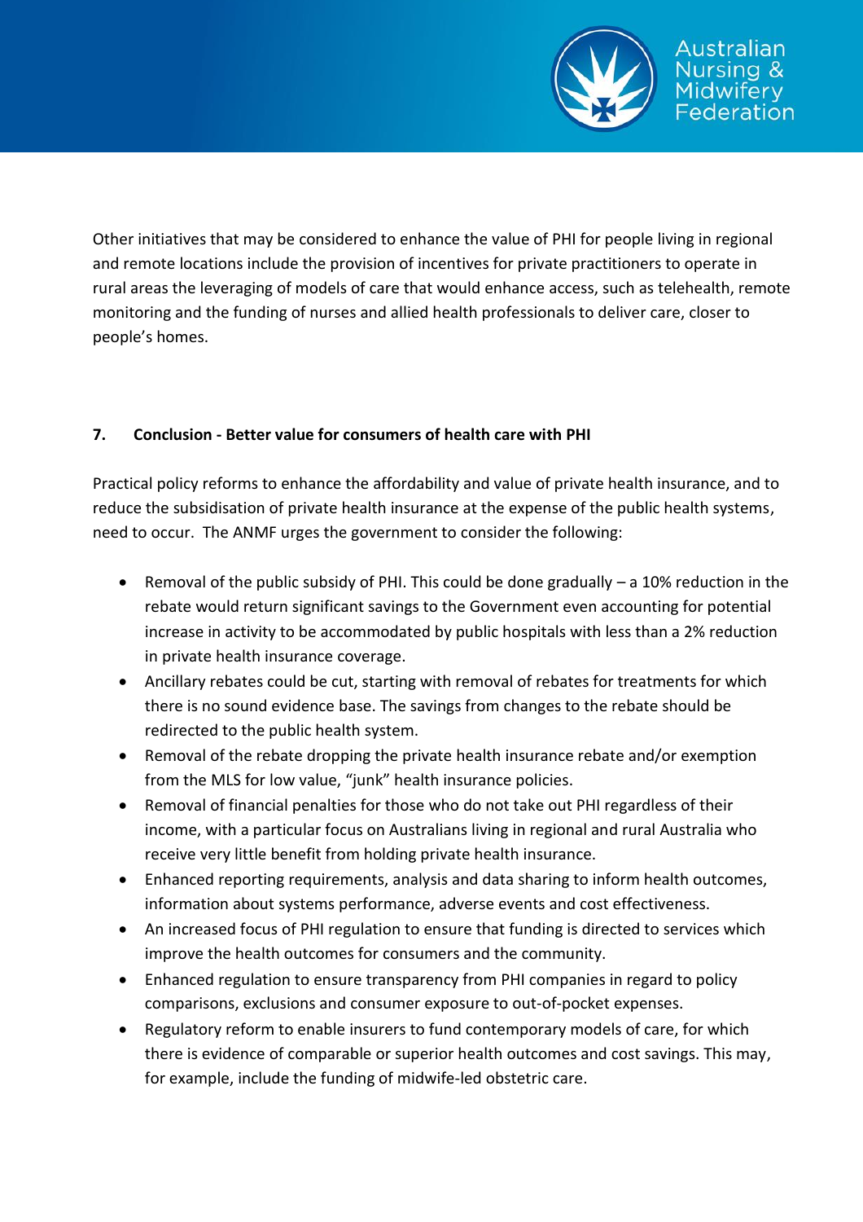Other initiatives that may be considered to enhance the value of PHI for people living in regional and remote locations include the provision of incentives for private practitioners to operate in rural areas the leveraging of models of care that would enhance access, such as telehealth, remote monitoring and the funding of nurses and allied health professionals to deliver care, closer to people's homes.

## 7. Conclusion - Better value for consumers of health care with PHI

Practical policy reforms to enhance the affordability and value of private health insurance, and to reduce the subsidisation of private health insurance at the expense of the public health systems, need to occur. The ANMF urges the government to consider the following:

- Removal of the public subsidy of PHI. This could be done gradually – a 10% reduction in the rebate would return significant savings to the Government even accounting for potential increase in activity to be accommodated by public hospitals with less than a 2% reduction in private health insurance coverage.
- Ancillary rebates could be cut, starting with removal of rebates for treatments for which there is no sound evidence base. The savings from changes to the rebate should be redirected to the public health system.
- Removal of the rebate dropping the private health insurance rebate and/or exemption from the MLS for low value, "junk" health insurance policies.
- Removal of financial penalties for those who do not take out PHI regardless of their income, with a particular focus on Australians living in regional and rural Australia who receive very little benefit from holding private health insurance.
- Enhanced reporting requirements, analysis and data sharing to inform health outcomes, information about systems performance, adverse events and cost effectiveness.
- An increased focus of PHI regulation to ensure that funding is directed to services which improve the health outcomes for consumers and the community.
- Enhanced regulation to ensure transparency from PHI companies in regard to policy comparisons, exclusions and consumer exposure to out-of-pocket expenses.
- Regulatory reform to enable insurers to fund contemporary models of care, for which there is evidence of comparable or superior health outcomes and cost savings. This may, for example, include the funding of midwife-led obstetric care.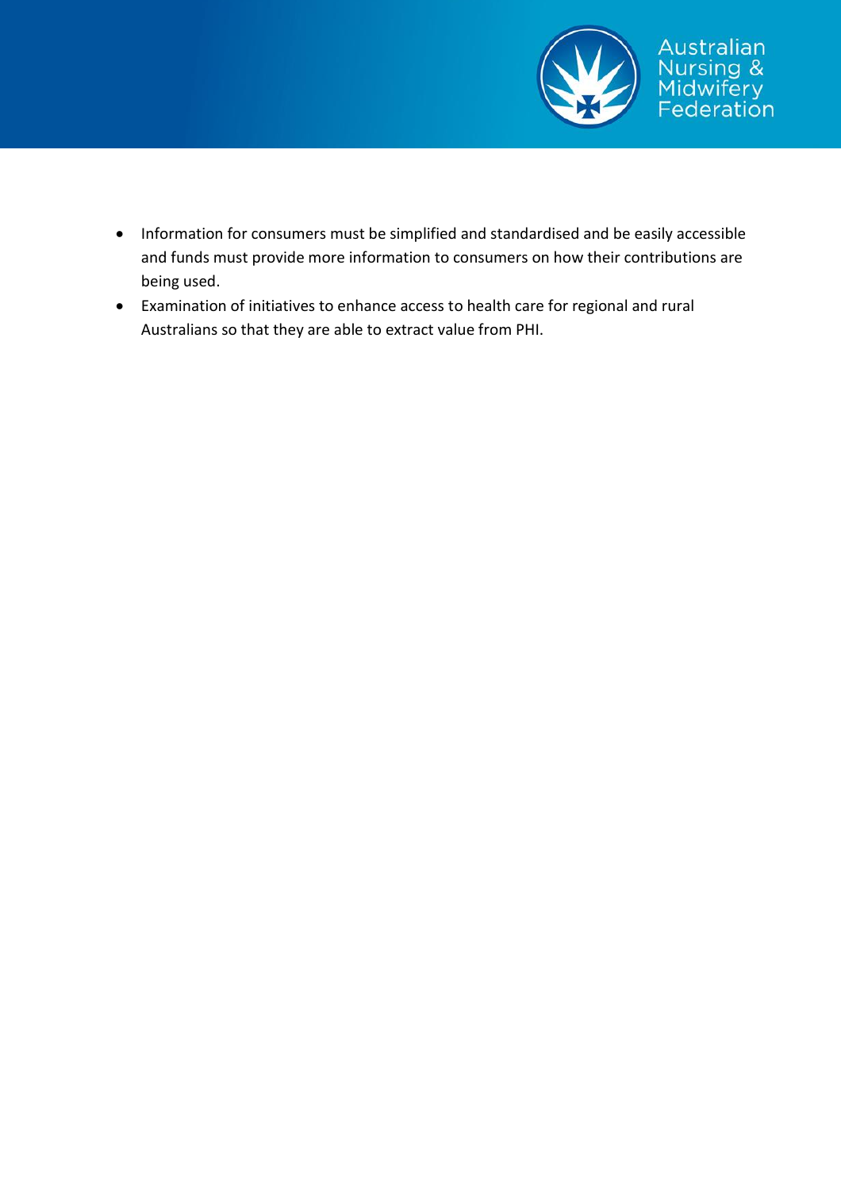- Information for consumers must be simplified and standardised and be easily accessible and funds must provide more information to consumers on how their contributions are being used.
- Examination of initiatives to enhance access to health care for regional and rural Australians so that they are able to extract value from PHI.